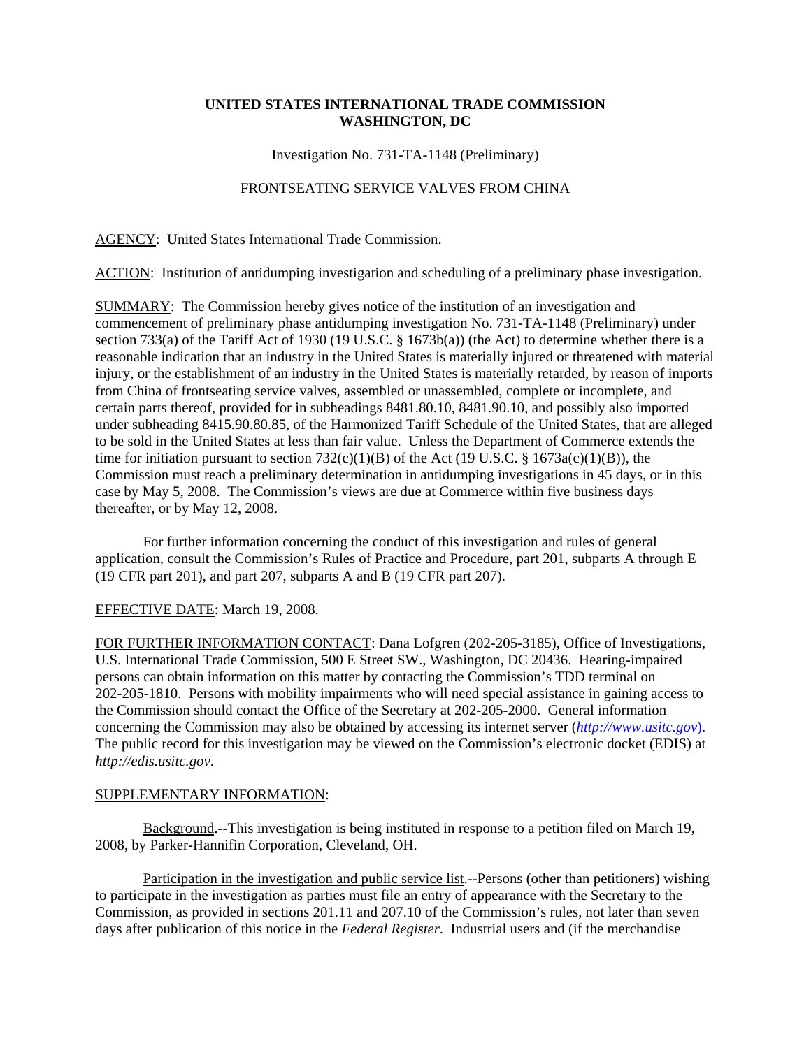**UNITED STATES INTERNATIONAL TRADE COMMISSION**
**WASHINGTON, DC**

Investigation No. 731-TA-1148 (Preliminary)

FRONTSEATING SERVICE VALVES FROM CHINA

AGENCY: United States International Trade Commission.

ACTION: Institution of antidumping investigation and scheduling of a preliminary phase investigation.

SUMMARY: The Commission hereby gives notice of the institution of an investigation and commencement of preliminary phase antidumping investigation No. 731-TA-1148 (Preliminary) under section 733(a) of the Tariff Act of 1930 (19 U.S.C. § 1673b(a)) (the Act) to determine whether there is a reasonable indication that an industry in the United States is materially injured or threatened with material injury, or the establishment of an industry in the United States is materially retarded, by reason of imports from China of frontseating service valves, assembled or unassembled, complete or incomplete, and certain parts thereof, provided for in subheadings 8481.80.10, 8481.90.10, and possibly also imported under subheading 8415.90.80.85, of the Harmonized Tariff Schedule of the United States, that are alleged to be sold in the United States at less than fair value. Unless the Department of Commerce extends the time for initiation pursuant to section 732(c)(1)(B) of the Act (19 U.S.C. § 1673a(c)(1)(B)), the Commission must reach a preliminary determination in antidumping investigations in 45 days, or in this case by May 5, 2008. The Commission's views are due at Commerce within five business days thereafter, or by May 12, 2008.

For further information concerning the conduct of this investigation and rules of general application, consult the Commission's Rules of Practice and Procedure, part 201, subparts A through E (19 CFR part 201), and part 207, subparts A and B (19 CFR part 207).

EFFECTIVE DATE: March 19, 2008.

FOR FURTHER INFORMATION CONTACT: Dana Lofgren (202-205-3185), Office of Investigations, U.S. International Trade Commission, 500 E Street SW., Washington, DC 20436. Hearing-impaired persons can obtain information on this matter by contacting the Commission's TDD terminal on 202-205-1810. Persons with mobility impairments who will need special assistance in gaining access to the Commission should contact the Office of the Secretary at 202-205-2000. General information concerning the Commission may also be obtained by accessing its internet server (*http://www.usitc.gov*). The public record for this investigation may be viewed on the Commission's electronic docket (EDIS) at *http://edis.usitc.gov*.

SUPPLEMENTARY INFORMATION:

Background.--This investigation is being instituted in response to a petition filed on March 19, 2008, by Parker-Hannifin Corporation, Cleveland, OH.

Participation in the investigation and public service list.--Persons (other than petitioners) wishing to participate in the investigation as parties must file an entry of appearance with the Secretary to the Commission, as provided in sections 201.11 and 207.10 of the Commission's rules, not later than seven days after publication of this notice in the *Federal Register*. Industrial users and (if the merchandise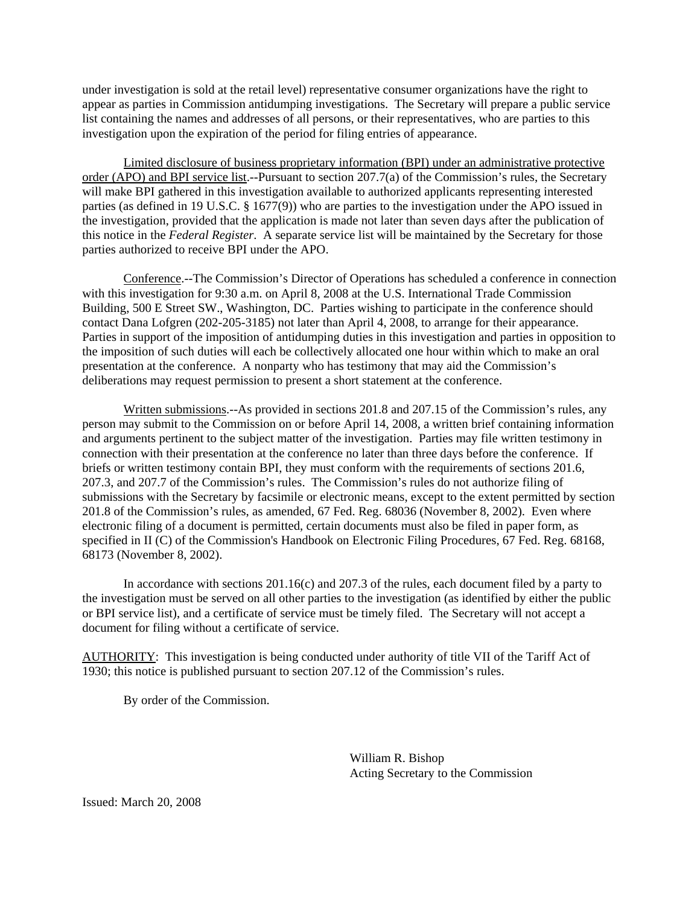under investigation is sold at the retail level) representative consumer organizations have the right to appear as parties in Commission antidumping investigations. The Secretary will prepare a public service list containing the names and addresses of all persons, or their representatives, who are parties to this investigation upon the expiration of the period for filing entries of appearance.

Limited disclosure of business proprietary information (BPI) under an administrative protective order (APO) and BPI service list.--Pursuant to section 207.7(a) of the Commission's rules, the Secretary will make BPI gathered in this investigation available to authorized applicants representing interested parties (as defined in 19 U.S.C. § 1677(9)) who are parties to the investigation under the APO issued in the investigation, provided that the application is made not later than seven days after the publication of this notice in the *Federal Register*. A separate service list will be maintained by the Secretary for those parties authorized to receive BPI under the APO.

Conference.--The Commission's Director of Operations has scheduled a conference in connection with this investigation for 9:30 a.m. on April 8, 2008 at the U.S. International Trade Commission Building, 500 E Street SW., Washington, DC. Parties wishing to participate in the conference should contact Dana Lofgren (202-205-3185) not later than April 4, 2008, to arrange for their appearance. Parties in support of the imposition of antidumping duties in this investigation and parties in opposition to the imposition of such duties will each be collectively allocated one hour within which to make an oral presentation at the conference. A nonparty who has testimony that may aid the Commission's deliberations may request permission to present a short statement at the conference.

Written submissions.--As provided in sections 201.8 and 207.15 of the Commission's rules, any person may submit to the Commission on or before April 14, 2008, a written brief containing information and arguments pertinent to the subject matter of the investigation. Parties may file written testimony in connection with their presentation at the conference no later than three days before the conference. If briefs or written testimony contain BPI, they must conform with the requirements of sections 201.6, 207.3, and 207.7 of the Commission's rules. The Commission's rules do not authorize filing of submissions with the Secretary by facsimile or electronic means, except to the extent permitted by section 201.8 of the Commission's rules, as amended, 67 Fed. Reg. 68036 (November 8, 2002). Even where electronic filing of a document is permitted, certain documents must also be filed in paper form, as specified in II (C) of the Commission's Handbook on Electronic Filing Procedures, 67 Fed. Reg. 68168, 68173 (November 8, 2002).

In accordance with sections 201.16(c) and 207.3 of the rules, each document filed by a party to the investigation must be served on all other parties to the investigation (as identified by either the public or BPI service list), and a certificate of service must be timely filed. The Secretary will not accept a document for filing without a certificate of service.

AUTHORITY: This investigation is being conducted under authority of title VII of the Tariff Act of 1930; this notice is published pursuant to section 207.12 of the Commission's rules.

By order of the Commission.

William R. Bishop
Acting Secretary to the Commission

Issued: March 20, 2008